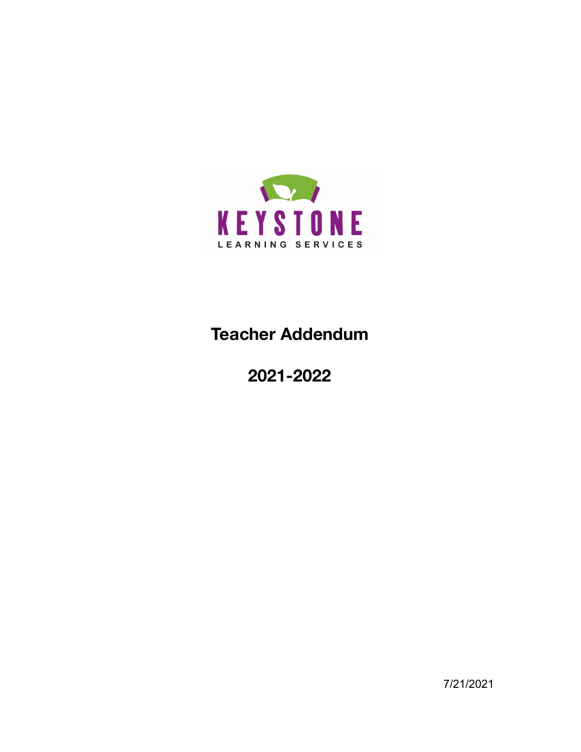KEYSTONE

LEARNING SERVICES

# Teacher Addendum

# 2021-2022

7/21/2021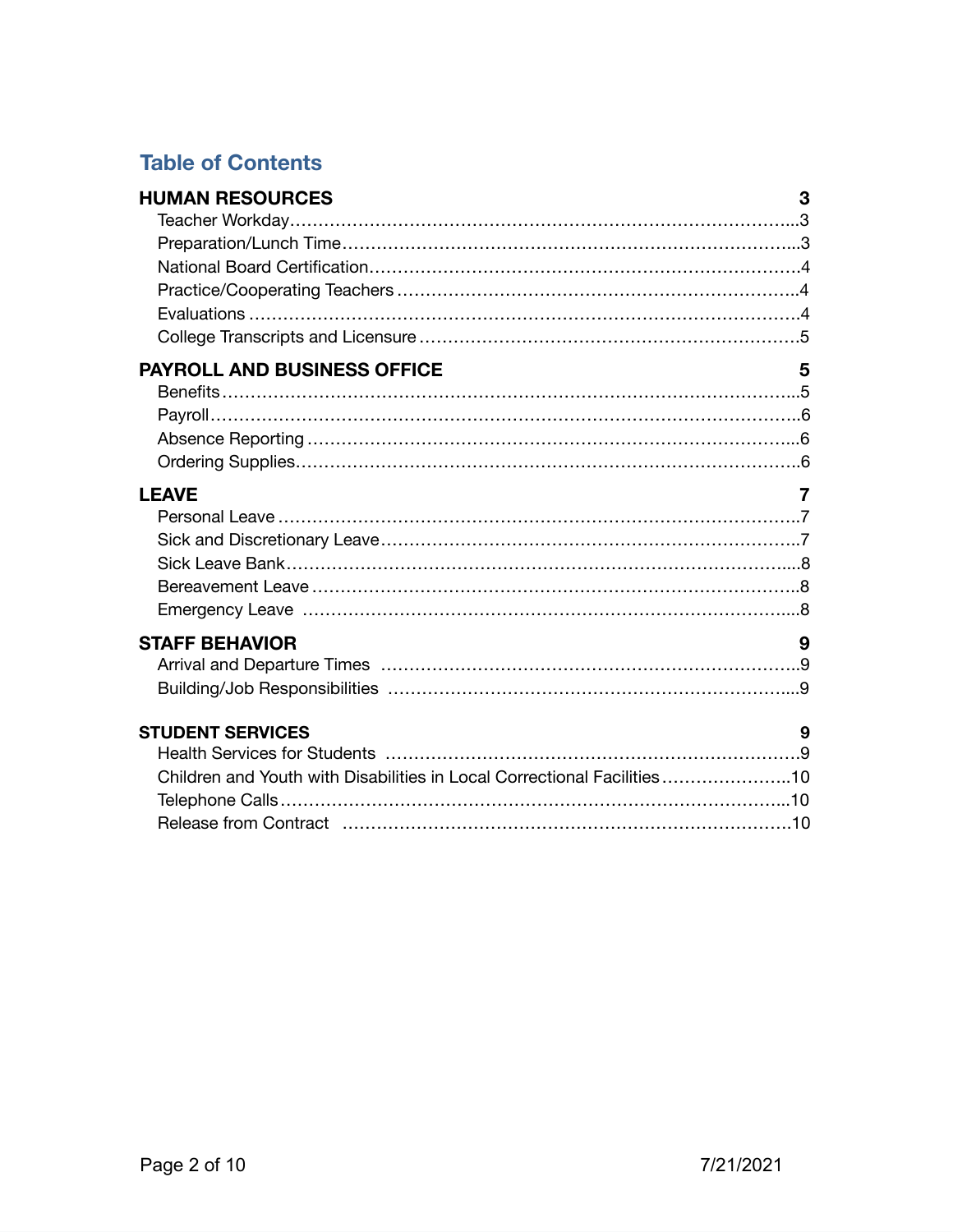## Table of Contents

**HUMAN RESOURCES** ..... **3**

- Teacher Workday ..... 3
- Preparation/Lunch Time ..... 3
- National Board Certification ..... 4
- Practice/Cooperating Teachers ..... 4
- Evaluations ..... 4
- College Transcripts and Licensure ..... 5

**PAYROLL AND BUSINESS OFFICE** ..... **5**

- Benefits ..... 5
- Payroll ..... 6
- Absence Reporting ..... 6
- Ordering Supplies ..... 6

**LEAVE** ..... **7**

- Personal Leave ..... 7
- Sick and Discretionary Leave ..... 7
- Sick Leave Bank ..... 8
- Bereavement Leave ..... 8
- Emergency Leave ..... 8

**STAFF BEHAVIOR** ..... **9**

- Arrival and Departure Times ..... 9
- Building/Job Responsibilities ..... 9

**STUDENT SERVICES** ..... **9**

- Health Services for Students ..... 9
- Children and Youth with Disabilities in Local Correctional Facilities ..... 10
- Telephone Calls ..... 10
- Release from Contract ..... 10

7/21/2021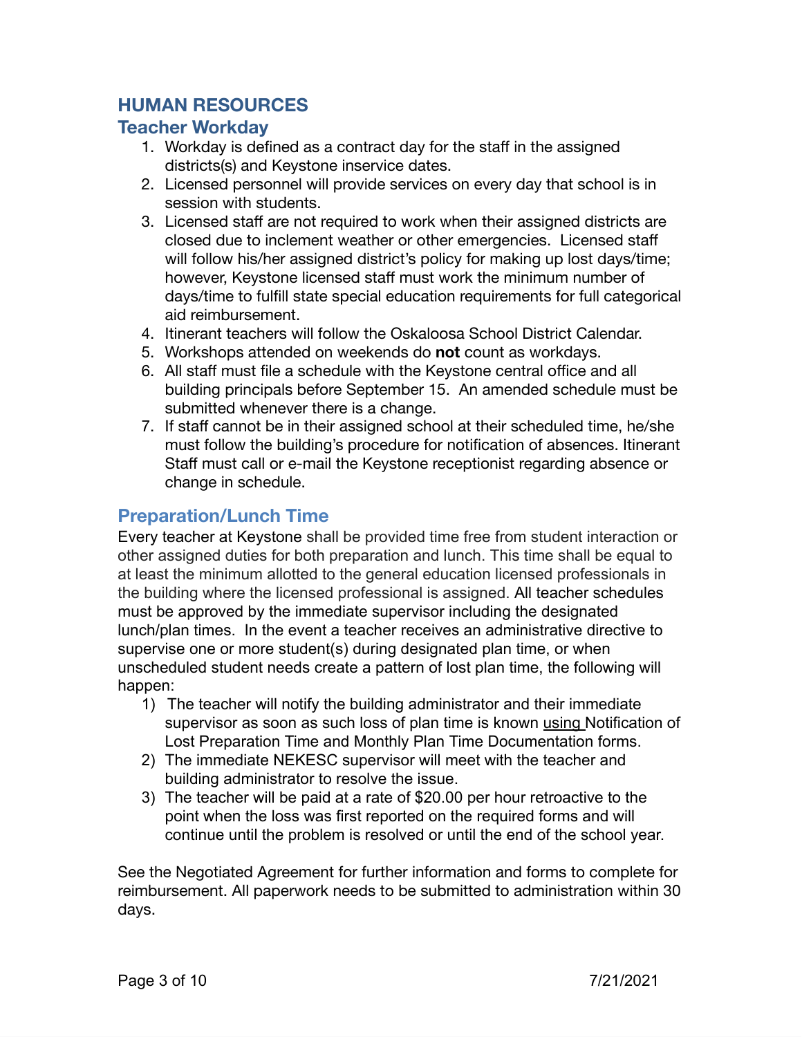## HUMAN RESOURCES

### Teacher Workday

1. Workday is defined as a contract day for the staff in the assigned districts(s) and Keystone inservice dates.
2. Licensed personnel will provide services on every day that school is in session with students.
3. Licensed staff are not required to work when their assigned districts are closed due to inclement weather or other emergencies. Licensed staff will follow his/her assigned district's policy for making up lost days/time; however, Keystone licensed staff must work the minimum number of days/time to fulfill state special education requirements for full categorical aid reimbursement.
4. Itinerant teachers will follow the Oskaloosa School District Calendar.
5. Workshops attended on weekends do **not** count as workdays.
6. All staff must file a schedule with the Keystone central office and all building principals before September 15. An amended schedule must be submitted whenever there is a change.
7. If staff cannot be in their assigned school at their scheduled time, he/she must follow the building's procedure for notification of absences. Itinerant Staff must call or e-mail the Keystone receptionist regarding absence or change in schedule.

### Preparation/Lunch Time

Every teacher at Keystone shall be provided time free from student interaction or other assigned duties for both preparation and lunch. This time shall be equal to at least the minimum allotted to the general education licensed professionals in the building where the licensed professional is assigned. All teacher schedules must be approved by the immediate supervisor including the designated lunch/plan times. In the event a teacher receives an administrative directive to supervise one or more student(s) during designated plan time, or when unscheduled student needs create a pattern of lost plan time, the following will happen:

1) The teacher will notify the building administrator and their immediate supervisor as soon as such loss of plan time is known using Notification of Lost Preparation Time and Monthly Plan Time Documentation forms.
2) The immediate NEKESC supervisor will meet with the teacher and building administrator to resolve the issue.
3) The teacher will be paid at a rate of $20.00 per hour retroactive to the point when the loss was first reported on the required forms and will continue until the problem is resolved or until the end of the school year.

See the Negotiated Agreement for further information and forms to complete for reimbursement. All paperwork needs to be submitted to administration within 30 days.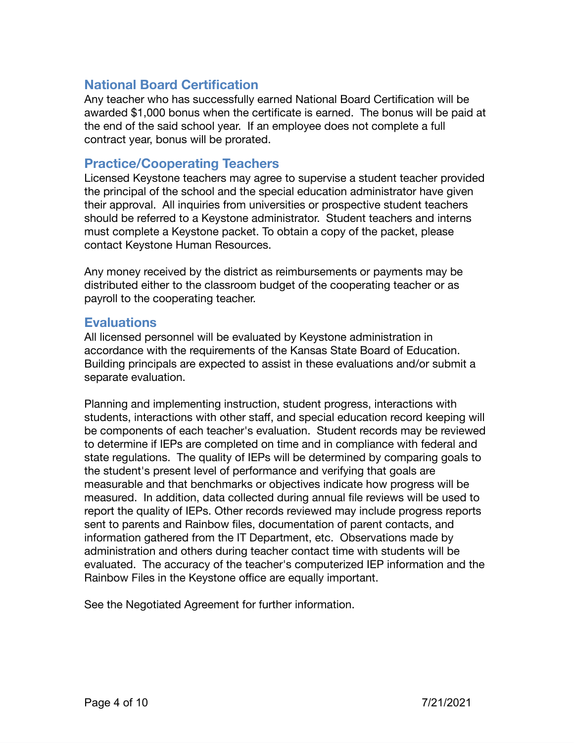## National Board Certification

Any teacher who has successfully earned National Board Certification will be awarded $1,000 bonus when the certificate is earned. The bonus will be paid at the end of the said school year. If an employee does not complete a full contract year, bonus will be prorated.

## Practice/Cooperating Teachers

Licensed Keystone teachers may agree to supervise a student teacher provided the principal of the school and the special education administrator have given their approval. All inquiries from universities or prospective student teachers should be referred to a Keystone administrator. Student teachers and interns must complete a Keystone packet. To obtain a copy of the packet, please contact Keystone Human Resources.

Any money received by the district as reimbursements or payments may be distributed either to the classroom budget of the cooperating teacher or as payroll to the cooperating teacher.

## Evaluations

All licensed personnel will be evaluated by Keystone administration in accordance with the requirements of the Kansas State Board of Education. Building principals are expected to assist in these evaluations and/or submit a separate evaluation.

Planning and implementing instruction, student progress, interactions with students, interactions with other staff, and special education record keeping will be components of each teacher's evaluation. Student records may be reviewed to determine if IEPs are completed on time and in compliance with federal and state regulations. The quality of IEPs will be determined by comparing goals to the student's present level of performance and verifying that goals are measurable and that benchmarks or objectives indicate how progress will be measured. In addition, data collected during annual file reviews will be used to report the quality of IEPs. Other records reviewed may include progress reports sent to parents and Rainbow files, documentation of parent contacts, and information gathered from the IT Department, etc. Observations made by administration and others during teacher contact time with students will be evaluated. The accuracy of the teacher's computerized IEP information and the Rainbow Files in the Keystone office are equally important.

See the Negotiated Agreement for further information.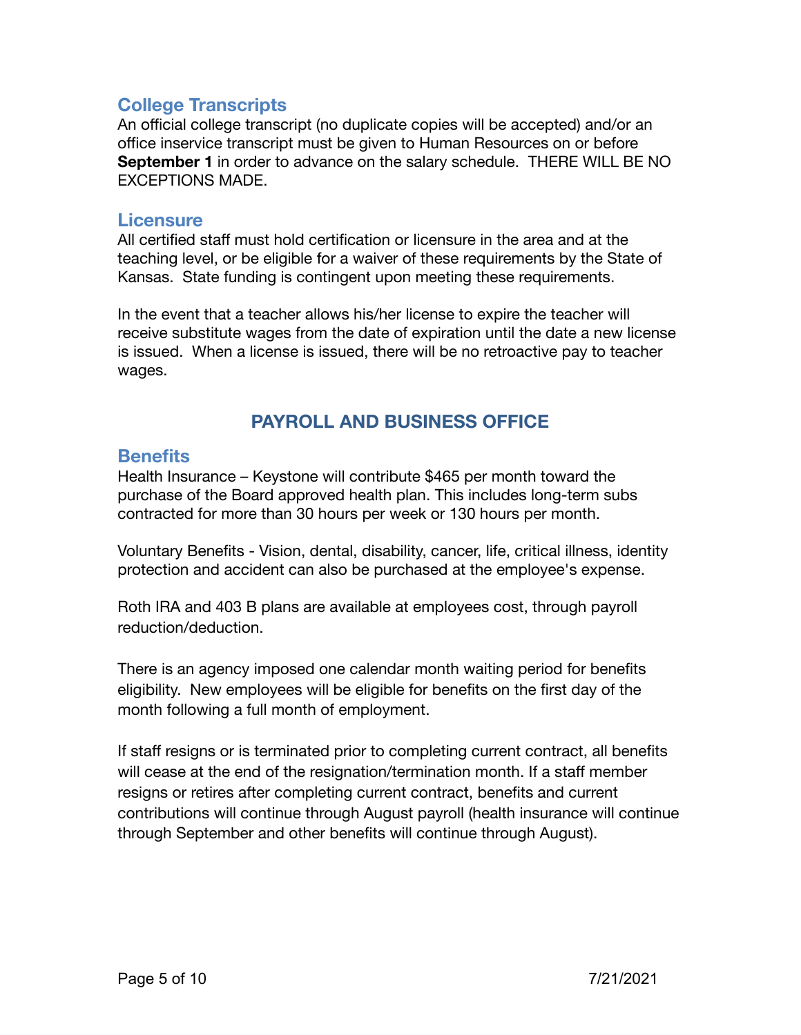### College Transcripts

An official college transcript (no duplicate copies will be accepted) and/or an office inservice transcript must be given to Human Resources on or before **September 1** in order to advance on the salary schedule. THERE WILL BE NO EXCEPTIONS MADE.

### Licensure

All certified staff must hold certification or licensure in the area and at the teaching level, or be eligible for a waiver of these requirements by the State of Kansas. State funding is contingent upon meeting these requirements.

In the event that a teacher allows his/her license to expire the teacher will receive substitute wages from the date of expiration until the date a new license is issued. When a license is issued, there will be no retroactive pay to teacher wages.

## PAYROLL AND BUSINESS OFFICE

### Benefits

Health Insurance – Keystone will contribute $465 per month toward the purchase of the Board approved health plan. This includes long-term subs contracted for more than 30 hours per week or 130 hours per month.

Voluntary Benefits - Vision, dental, disability, cancer, life, critical illness, identity protection and accident can also be purchased at the employee's expense.

Roth IRA and 403 B plans are available at employees cost, through payroll reduction/deduction.

There is an agency imposed one calendar month waiting period for benefits eligibility. New employees will be eligible for benefits on the first day of the month following a full month of employment.

If staff resigns or is terminated prior to completing current contract, all benefits will cease at the end of the resignation/termination month. If a staff member resigns or retires after completing current contract, benefits and current contributions will continue through August payroll (health insurance will continue through September and other benefits will continue through August).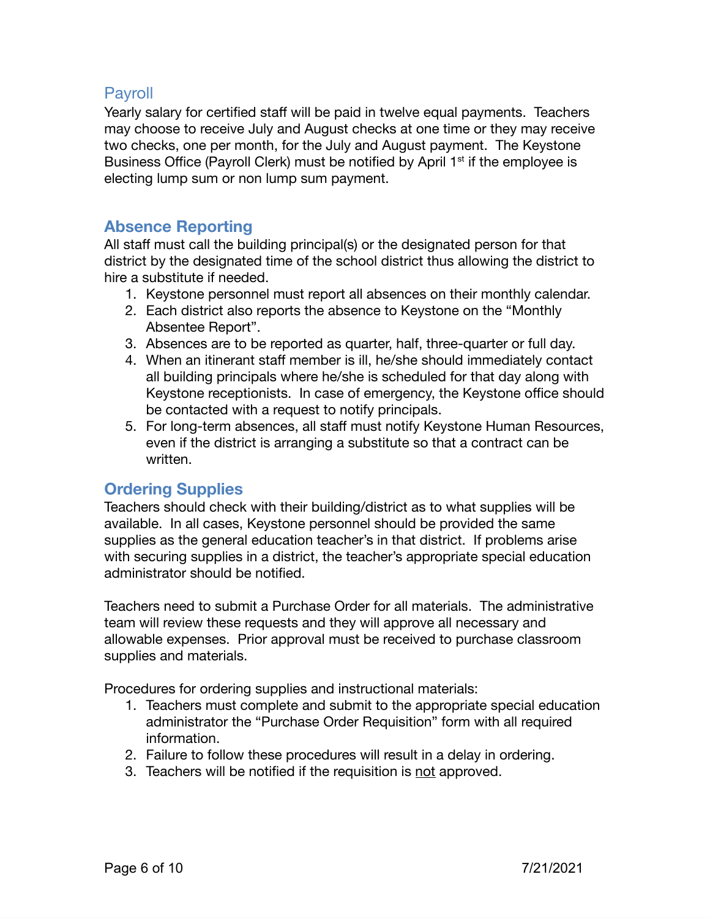## Payroll

Yearly salary for certified staff will be paid in twelve equal payments. Teachers may choose to receive July and August checks at one time or they may receive two checks, one per month, for the July and August payment. The Keystone Business Office (Payroll Clerk) must be notified by April 1st if the employee is electing lump sum or non lump sum payment.

## Absence Reporting

All staff must call the building principal(s) or the designated person for that district by the designated time of the school district thus allowing the district to hire a substitute if needed.

1. Keystone personnel must report all absences on their monthly calendar.
2. Each district also reports the absence to Keystone on the "Monthly Absentee Report".
3. Absences are to be reported as quarter, half, three-quarter or full day.
4. When an itinerant staff member is ill, he/she should immediately contact all building principals where he/she is scheduled for that day along with Keystone receptionists. In case of emergency, the Keystone office should be contacted with a request to notify principals.
5. For long-term absences, all staff must notify Keystone Human Resources, even if the district is arranging a substitute so that a contract can be written.

## Ordering Supplies

Teachers should check with their building/district as to what supplies will be available. In all cases, Keystone personnel should be provided the same supplies as the general education teacher's in that district. If problems arise with securing supplies in a district, the teacher's appropriate special education administrator should be notified.

Teachers need to submit a Purchase Order for all materials. The administrative team will review these requests and they will approve all necessary and allowable expenses. Prior approval must be received to purchase classroom supplies and materials.

Procedures for ordering supplies and instructional materials:

1. Teachers must complete and submit to the appropriate special education administrator the "Purchase Order Requisition" form with all required information.
2. Failure to follow these procedures will result in a delay in ordering.
3. Teachers will be notified if the requisition is <u>not</u> approved.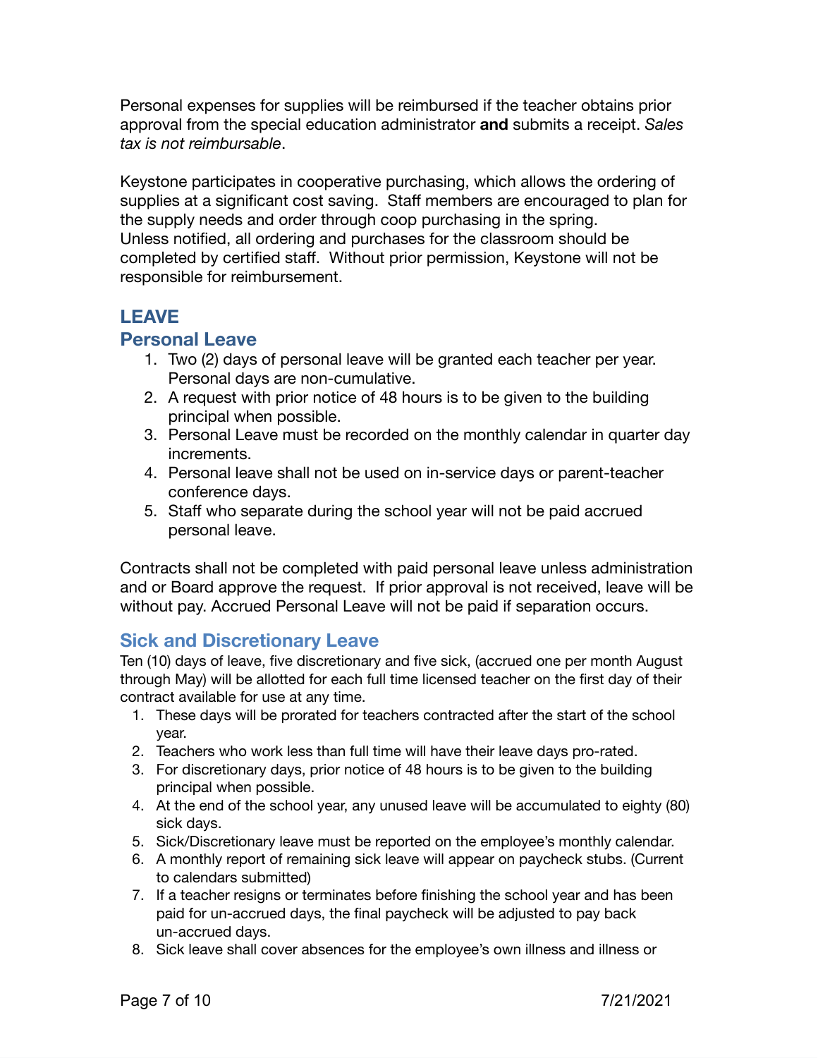Personal expenses for supplies will be reimbursed if the teacher obtains prior approval from the special education administrator **and** submits a receipt. *Sales tax is not reimbursable*.

Keystone participates in cooperative purchasing, which allows the ordering of supplies at a significant cost saving. Staff members are encouraged to plan for the supply needs and order through coop purchasing in the spring.
Unless notified, all ordering and purchases for the classroom should be completed by certified staff. Without prior permission, Keystone will not be responsible for reimbursement.

## LEAVE

### Personal Leave

1. Two (2) days of personal leave will be granted each teacher per year. Personal days are non-cumulative.
2. A request with prior notice of 48 hours is to be given to the building principal when possible.
3. Personal Leave must be recorded on the monthly calendar in quarter day increments.
4. Personal leave shall not be used on in-service days or parent-teacher conference days.
5. Staff who separate during the school year will not be paid accrued personal leave.

Contracts shall not be completed with paid personal leave unless administration and or Board approve the request. If prior approval is not received, leave will be without pay. Accrued Personal Leave will not be paid if separation occurs.

### Sick and Discretionary Leave

Ten (10) days of leave, five discretionary and five sick, (accrued one per month August through May) will be allotted for each full time licensed teacher on the first day of their contract available for use at any time.

1. These days will be prorated for teachers contracted after the start of the school year.
2. Teachers who work less than full time will have their leave days pro-rated.
3. For discretionary days, prior notice of 48 hours is to be given to the building principal when possible.
4. At the end of the school year, any unused leave will be accumulated to eighty (80) sick days.
5. Sick/Discretionary leave must be reported on the employee's monthly calendar.
6. A monthly report of remaining sick leave will appear on paycheck stubs. (Current to calendars submitted)
7. If a teacher resigns or terminates before finishing the school year and has been paid for un-accrued days, the final paycheck will be adjusted to pay back un-accrued days.
8. Sick leave shall cover absences for the employee's own illness and illness or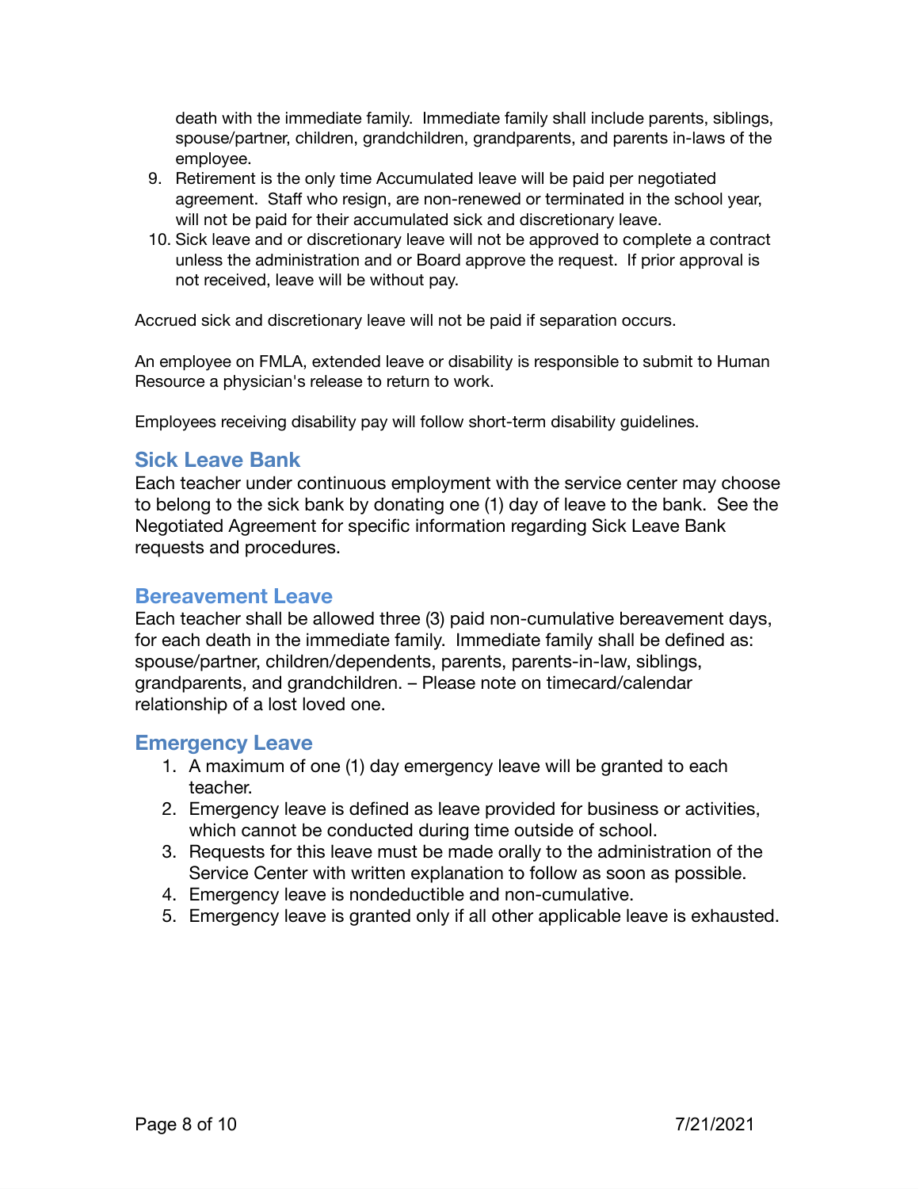death with the immediate family. Immediate family shall include parents, siblings, spouse/partner, children, grandchildren, grandparents, and parents in-laws of the employee.

9. Retirement is the only time Accumulated leave will be paid per negotiated agreement. Staff who resign, are non-renewed or terminated in the school year, will not be paid for their accumulated sick and discretionary leave.
10. Sick leave and or discretionary leave will not be approved to complete a contract unless the administration and or Board approve the request. If prior approval is not received, leave will be without pay.

Accrued sick and discretionary leave will not be paid if separation occurs.

An employee on FMLA, extended leave or disability is responsible to submit to Human Resource a physician's release to return to work.

Employees receiving disability pay will follow short-term disability guidelines.

## Sick Leave Bank

Each teacher under continuous employment with the service center may choose to belong to the sick bank by donating one (1) day of leave to the bank. See the Negotiated Agreement for specific information regarding Sick Leave Bank requests and procedures.

## Bereavement Leave

Each teacher shall be allowed three (3) paid non-cumulative bereavement days, for each death in the immediate family. Immediate family shall be defined as: spouse/partner, children/dependents, parents, parents-in-law, siblings, grandparents, and grandchildren. – Please note on timecard/calendar relationship of a lost loved one.

## Emergency Leave

1. A maximum of one (1) day emergency leave will be granted to each teacher.
2. Emergency leave is defined as leave provided for business or activities, which cannot be conducted during time outside of school.
3. Requests for this leave must be made orally to the administration of the Service Center with written explanation to follow as soon as possible.
4. Emergency leave is nondeductible and non-cumulative.
5. Emergency leave is granted only if all other applicable leave is exhausted.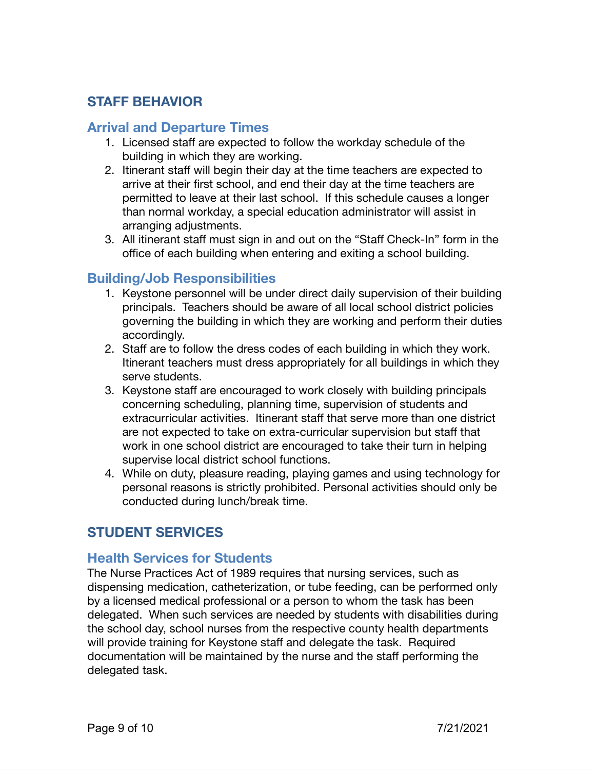## STAFF BEHAVIOR

### Arrival and Departure Times

1. Licensed staff are expected to follow the workday schedule of the building in which they are working.
2. Itinerant staff will begin their day at the time teachers are expected to arrive at their first school, and end their day at the time teachers are permitted to leave at their last school. If this schedule causes a longer than normal workday, a special education administrator will assist in arranging adjustments.
3. All itinerant staff must sign in and out on the "Staff Check-In" form in the office of each building when entering and exiting a school building.

### Building/Job Responsibilities

1. Keystone personnel will be under direct daily supervision of their building principals. Teachers should be aware of all local school district policies governing the building in which they are working and perform their duties accordingly.
2. Staff are to follow the dress codes of each building in which they work. Itinerant teachers must dress appropriately for all buildings in which they serve students.
3. Keystone staff are encouraged to work closely with building principals concerning scheduling, planning time, supervision of students and extracurricular activities. Itinerant staff that serve more than one district are not expected to take on extra-curricular supervision but staff that work in one school district are encouraged to take their turn in helping supervise local district school functions.
4. While on duty, pleasure reading, playing games and using technology for personal reasons is strictly prohibited. Personal activities should only be conducted during lunch/break time.

## STUDENT SERVICES

### Health Services for Students

The Nurse Practices Act of 1989 requires that nursing services, such as dispensing medication, catheterization, or tube feeding, can be performed only by a licensed medical professional or a person to whom the task has been delegated. When such services are needed by students with disabilities during the school day, school nurses from the respective county health departments will provide training for Keystone staff and delegate the task. Required documentation will be maintained by the nurse and the staff performing the delegated task.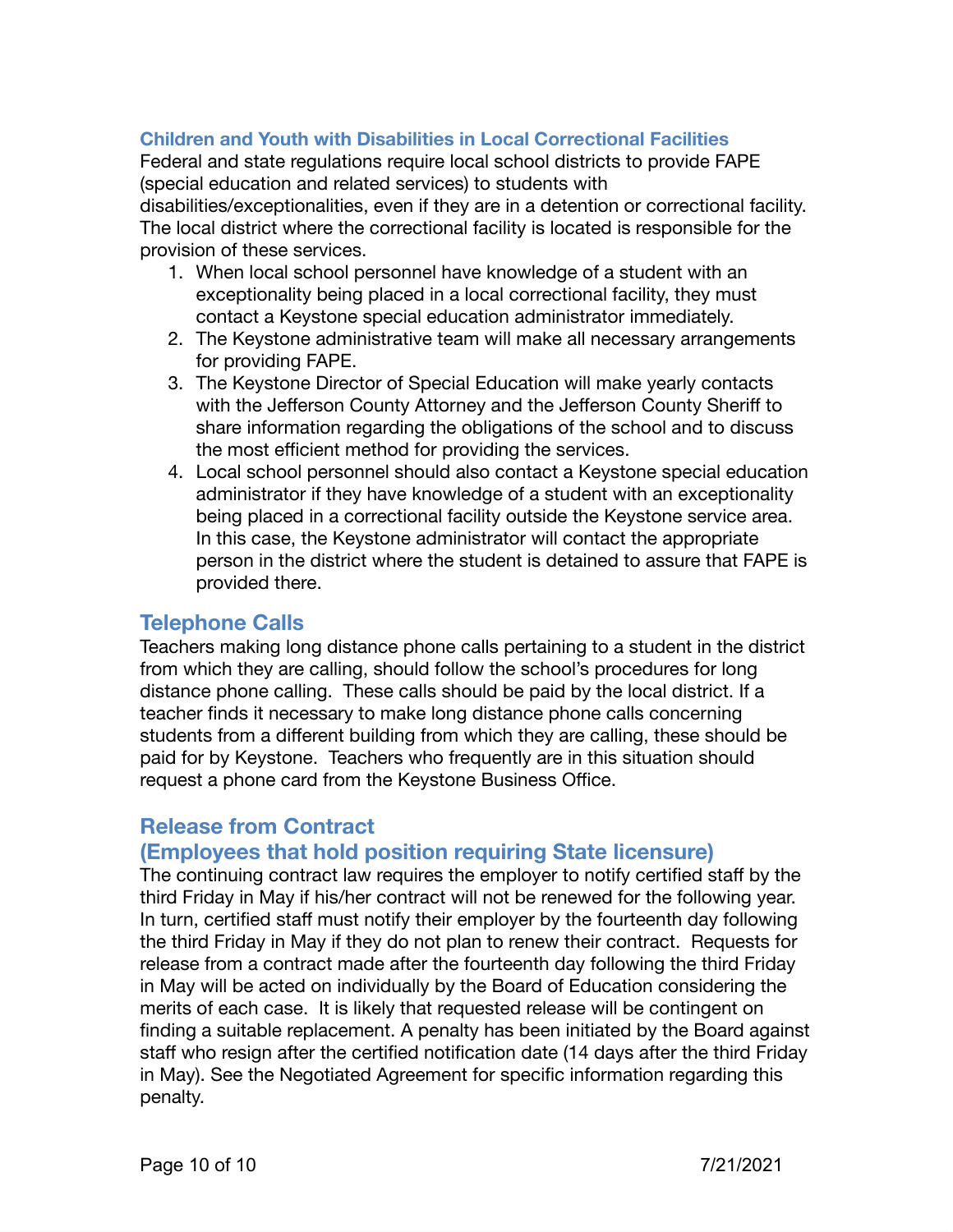### Children and Youth with Disabilities in Local Correctional Facilities

Federal and state regulations require local school districts to provide FAPE (special education and related services) to students with disabilities/exceptionalities, even if they are in a detention or correctional facility. The local district where the correctional facility is located is responsible for the provision of these services.

1. When local school personnel have knowledge of a student with an exceptionality being placed in a local correctional facility, they must contact a Keystone special education administrator immediately.
2. The Keystone administrative team will make all necessary arrangements for providing FAPE.
3. The Keystone Director of Special Education will make yearly contacts with the Jefferson County Attorney and the Jefferson County Sheriff to share information regarding the obligations of the school and to discuss the most efficient method for providing the services.
4. Local school personnel should also contact a Keystone special education administrator if they have knowledge of a student with an exceptionality being placed in a correctional facility outside the Keystone service area. In this case, the Keystone administrator will contact the appropriate person in the district where the student is detained to assure that FAPE is provided there.

## Telephone Calls

Teachers making long distance phone calls pertaining to a student in the district from which they are calling, should follow the school's procedures for long distance phone calling. These calls should be paid by the local district. If a teacher finds it necessary to make long distance phone calls concerning students from a different building from which they are calling, these should be paid for by Keystone. Teachers who frequently are in this situation should request a phone card from the Keystone Business Office.

## Release from Contract
## (Employees that hold position requiring State licensure)

The continuing contract law requires the employer to notify certified staff by the third Friday in May if his/her contract will not be renewed for the following year. In turn, certified staff must notify their employer by the fourteenth day following the third Friday in May if they do not plan to renew their contract. Requests for release from a contract made after the fourteenth day following the third Friday in May will be acted on individually by the Board of Education considering the merits of each case. It is likely that requested release will be contingent on finding a suitable replacement. A penalty has been initiated by the Board against staff who resign after the certified notification date (14 days after the third Friday in May). See the Negotiated Agreement for specific information regarding this penalty.